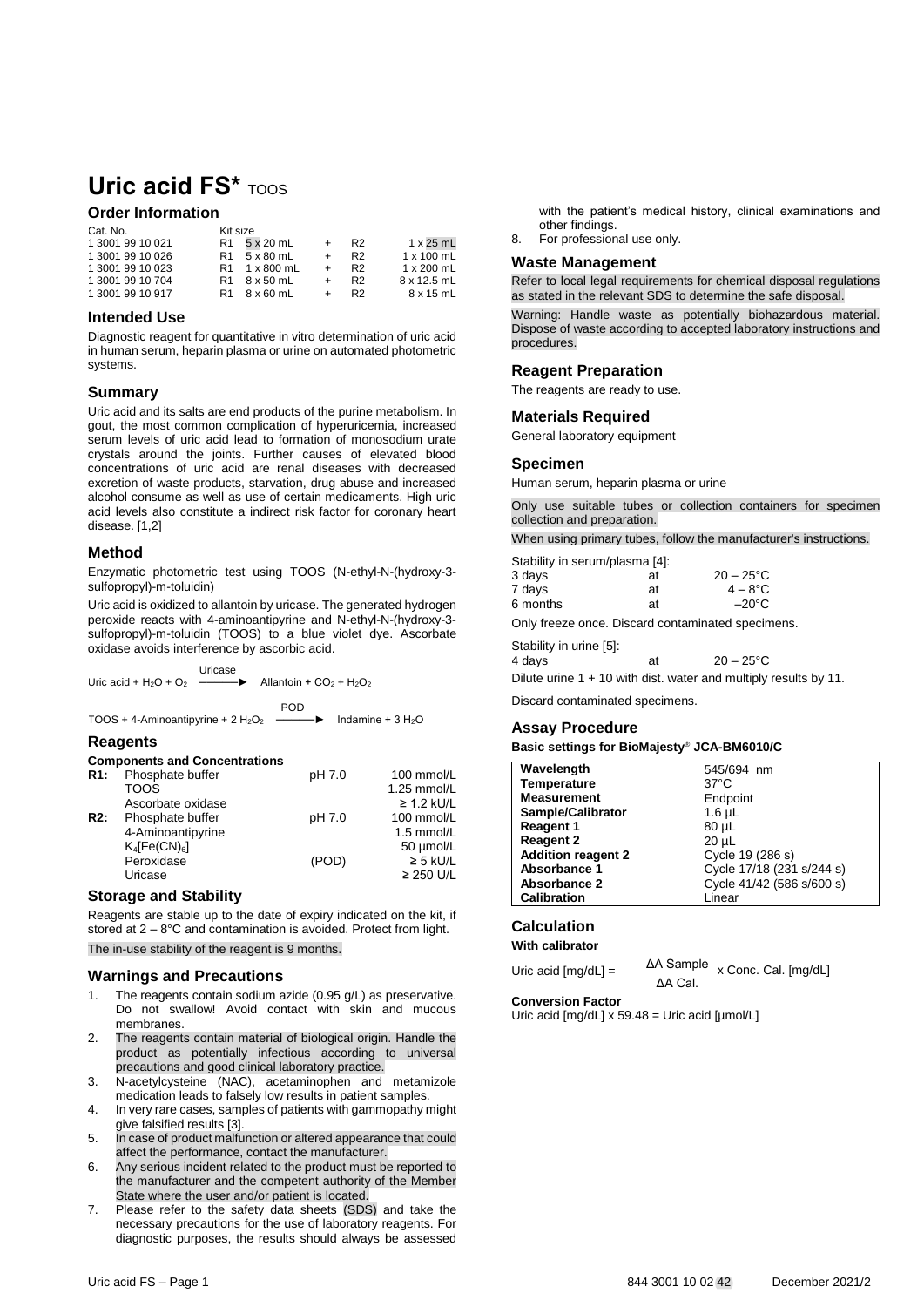# Uric acid FS* TOOS

## Order Information

| Cat. No. | Kit size | | | | |
|---|---|---|---|---|---|
| 1 3001 99 10 021 | R1 | 5 x 20 mL | + | R2 | 1 x 25 mL |
| 1 3001 99 10 026 | R1 | 5 x 80 mL | + | R2 | 1 x 100 mL |
| 1 3001 99 10 023 | R1 | 1 x 800 mL | + | R2 | 1 x 200 mL |
| 1 3001 99 10 704 | R1 | 8 x 50 mL | + | R2 | 8 x 12.5 mL |
| 1 3001 99 10 917 | R1 | 8 x 60 mL | + | R2 | 8 x 15 mL |

## Intended Use

Diagnostic reagent for quantitative in vitro determination of uric acid in human serum, heparin plasma or urine on automated photometric systems.

## Summary

Uric acid and its salts are end products of the purine metabolism. In gout, the most common complication of hyperuricemia, increased serum levels of uric acid lead to formation of monosodium urate crystals around the joints. Further causes of elevated blood concentrations of uric acid are renal diseases with decreased excretion of waste products, starvation, drug abuse and increased alcohol consume as well as use of certain medicaments. High uric acid levels also constitute a indirect risk factor for coronary heart disease. [1,2]

## Method

Enzymatic photometric test using TOOS (N-ethyl-N-(hydroxy-3-sulfopropyl)-m-toluidin)

Uric acid is oxidized to allantoin by uricase. The generated hydrogen peroxide reacts with 4-aminoantipyrine and N-ethyl-N-(hydroxy-3-sulfopropyl)-m-toluidin (TOOS) to a blue violet dye. Ascorbate oxidase avoids interference by ascorbic acid.

$$\text{Uric acid} + H_2O + O_2 \xrightarrow{\text{Uricase}} \text{Allantoin} + CO_2 + H_2O_2$$

$$\text{TOOS} + \text{4-Aminoantipyrine} + 2\,H_2O_2 \xrightarrow{\text{POD}} \text{Indamine} + 3\,H_2O$$

## Reagents

**Components and Concentrations**

| | | | |
|---|---|---|---|
| **R1:** | Phosphate buffer | pH 7.0 | 100 mmol/L |
| | TOOS | | 1.25 mmol/L |
| | Ascorbate oxidase | | ≥ 1.2 kU/L |
| **R2:** | Phosphate buffer | pH 7.0 | 100 mmol/L |
| | 4-Aminoantipyrine | | 1.5 mmol/L |
| | $K_4[Fe(CN)_6]$ | | 50 µmol/L |
| | Peroxidase | (POD) | ≥ 5 kU/L |
| | Uricase | | ≥ 250 U/L |

## Storage and Stability

Reagents are stable up to the date of expiry indicated on the kit, if stored at 2 – 8°C and contamination is avoided. Protect from light.

The in-use stability of the reagent is 9 months.

## Warnings and Precautions

1. The reagents contain sodium azide (0.95 g/L) as preservative. Do not swallow! Avoid contact with skin and mucous membranes.
2. The reagents contain material of biological origin. Handle the product as potentially infectious according to universal precautions and good clinical laboratory practice.
3. N-acetylcysteine (NAC), acetaminophen and metamizole medication leads to falsely low results in patient samples.
4. In very rare cases, samples of patients with gammopathy might give falsified results [3].
5. In case of product malfunction or altered appearance that could affect the performance, contact the manufacturer.
6. Any serious incident related to the product must be reported to the manufacturer and the competent authority of the Member State where the user and/or patient is located.
7. Please refer to the safety data sheets (SDS) and take the necessary precautions for the use of laboratory reagents. For diagnostic purposes, the results should always be assessed with the patient's medical history, clinical examinations and other findings.
8. For professional use only.

## Waste Management

Refer to local legal requirements for chemical disposal regulations as stated in the relevant SDS to determine the safe disposal.

Warning: Handle waste as potentially biohazardous material. Dispose of waste according to accepted laboratory instructions and procedures.

## Reagent Preparation

The reagents are ready to use.

## Materials Required

General laboratory equipment

## Specimen

Human serum, heparin plasma or urine

Only use suitable tubes or collection containers for specimen collection and preparation.

When using primary tubes, follow the manufacturer's instructions.

Stability in serum/plasma [4]:

| | | |
|---|---|---|
| 3 days | at | 20 – 25°C |
| 7 days | at | 4 – 8°C |
| 6 months | at | –20°C |

Only freeze once. Discard contaminated specimens.

Stability in urine [5]:

| | | |
|---|---|---|
| 4 days | at | 20 – 25°C |

Dilute urine 1 + 10 with dist. water and multiply results by 11.

Discard contaminated specimens.

## Assay Procedure

**Basic settings for BioMajesty® JCA-BM6010/C**

| | |
|---|---|
| **Wavelength** | 545/694 nm |
| **Temperature** | 37°C |
| **Measurement** | Endpoint |
| **Sample/Calibrator** | 1.6 µL |
| **Reagent 1** | 80 µL |
| **Reagent 2** | 20 µL |
| **Addition reagent 2** | Cycle 19 (286 s) |
| **Absorbance 1** | Cycle 17/18 (231 s/244 s) |
| **Absorbance 2** | Cycle 41/42 (586 s/600 s) |
| **Calibration** | Linear |

## Calculation

**With calibrator**

$$\text{Uric acid [mg/dL]} = \frac{\Delta A\ \text{Sample}}{\Delta A\ \text{Cal.}} \times \text{Conc. Cal. [mg/dL]}$$

**Conversion Factor**

Uric acid [mg/dL] x 59.48 = Uric acid [µmol/L]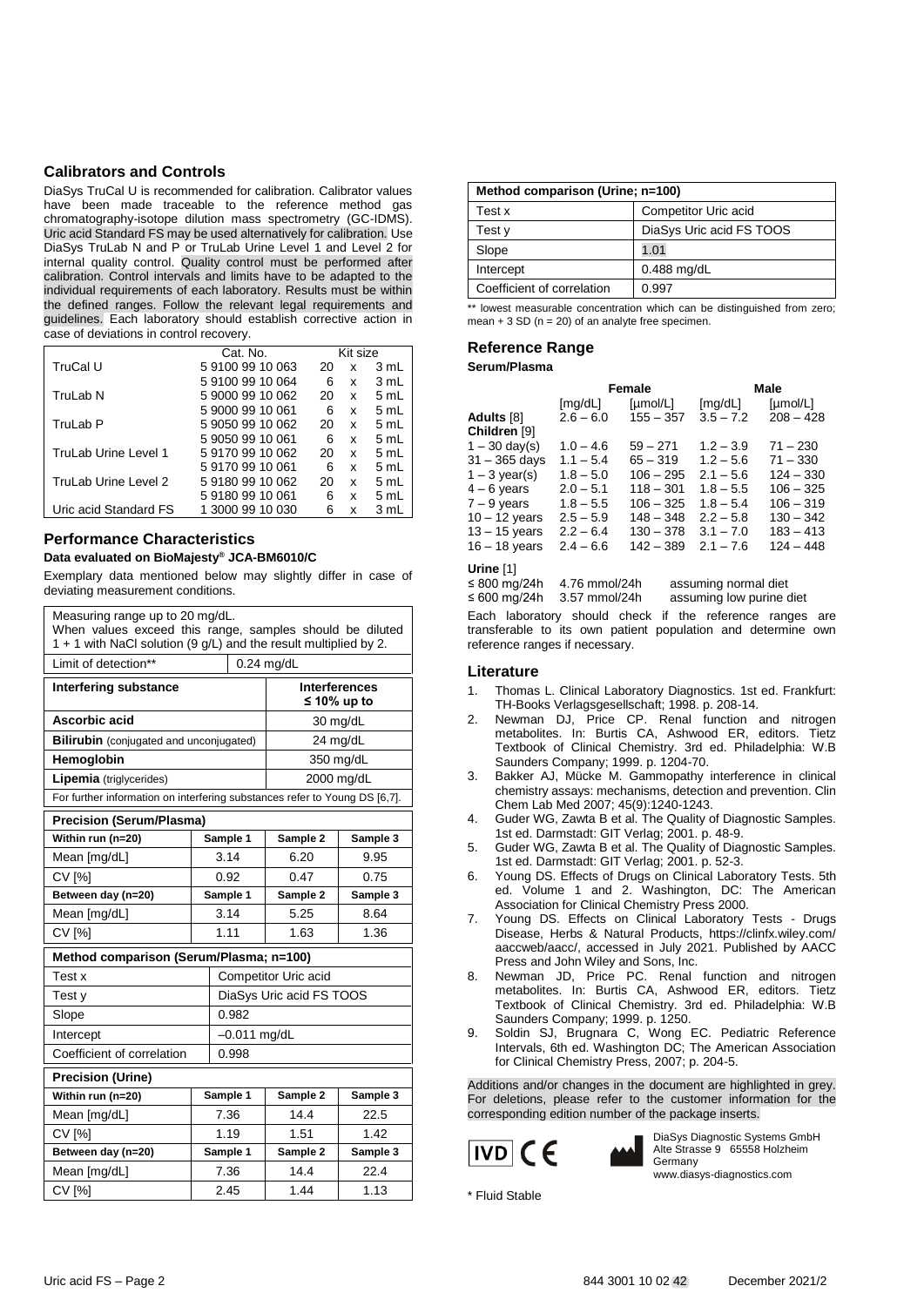## Calibrators and Controls

DiaSys TruCal U is recommended for calibration. Calibrator values have been made traceable to the reference method gas chromatography-isotope dilution mass spectrometry (GC-IDMS). Uric acid Standard FS may be used alternatively for calibration. Use DiaSys TruLab N and P or TruLab Urine Level 1 and Level 2 for internal quality control. Quality control must be performed after calibration. Control intervals and limits have to be adapted to the individual requirements of each laboratory. Results must be within the defined ranges. Follow the relevant legal requirements and guidelines. Each laboratory should establish corrective action in case of deviations in control recovery.

| | Cat. No. | Kit size |
|---|---|---|
| TruCal U | 5 9100 99 10 063 | 20 x 3 mL |
| | 5 9100 99 10 064 | 6 x 3 mL |
| TruLab N | 5 9000 99 10 062 | 20 x 5 mL |
| | 5 9000 99 10 061 | 6 x 5 mL |
| TruLab P | 5 9050 99 10 062 | 20 x 5 mL |
| | 5 9050 99 10 061 | 6 x 5 mL |
| TruLab Urine Level 1 | 5 9170 99 10 062 | 20 x 5 mL |
| | 5 9170 99 10 061 | 6 x 5 mL |
| TruLab Urine Level 2 | 5 9180 99 10 062 | 20 x 5 mL |
| | 5 9180 99 10 061 | 6 x 5 mL |
| Uric acid Standard FS | 1 3000 99 10 030 | 6 x 3 mL |

## Performance Characteristics

**Data evaluated on BioMajesty® JCA-BM6010/C**

Exemplary data mentioned below may slightly differ in case of deviating measurement conditions.

Measuring range up to 20 mg/dL.
When values exceed this range, samples should be diluted 1 + 1 with NaCl solution (9 g/L) and the result multiplied by 2.

| Limit of detection** | 0.24 mg/dL |
|---|---|

| Interfering substance | Interferences ≤ 10% up to |
|---|---|
| **Ascorbic acid** | 30 mg/dL |
| **Bilirubin** (conjugated and unconjugated) | 24 mg/dL |
| **Hemoglobin** | 350 mg/dL |
| **Lipemia** (triglycerides) | 2000 mg/dL |

For further information on interfering substances refer to Young DS [6,7].

| Precision (Serum/Plasma) | | | |
|---|---|---|---|
| **Within run (n=20)** | **Sample 1** | **Sample 2** | **Sample 3** |
| Mean [mg/dL] | 3.14 | 6.20 | 9.95 |
| CV [%] | 0.92 | 0.47 | 0.75 |
| **Between day (n=20)** | **Sample 1** | **Sample 2** | **Sample 3** |
| Mean [mg/dL] | 3.14 | 5.25 | 8.64 |
| CV [%] | 1.11 | 1.63 | 1.36 |

| Method comparison (Serum/Plasma; n=100) | |
|---|---|
| Test x | Competitor Uric acid |
| Test y | DiaSys Uric acid FS TOOS |
| Slope | 0.982 |
| Intercept | –0.011 mg/dL |
| Coefficient of correlation | 0.998 |

| Precision (Urine) | | | |
|---|---|---|---|
| **Within run (n=20)** | **Sample 1** | **Sample 2** | **Sample 3** |
| Mean [mg/dL] | 7.36 | 14.4 | 22.5 |
| CV [%] | 1.19 | 1.51 | 1.42 |
| **Between day (n=20)** | **Sample 1** | **Sample 2** | **Sample 3** |
| Mean [mg/dL] | 7.36 | 14.4 | 22.4 |
| CV [%] | 2.45 | 1.44 | 1.13 |

| Method comparison (Urine; n=100) | |
|---|---|
| Test x | Competitor Uric acid |
| Test y | DiaSys Uric acid FS TOOS |
| Slope | 1.01 |
| Intercept | 0.488 mg/dL |
| Coefficient of correlation | 0.997 |

** lowest measurable concentration which can be distinguished from zero; mean + 3 SD (n = 20) of an analyte free specimen.

## Reference Range

**Serum/Plasma**

| | Female | | Male | |
|---|---|---|---|---|
| | [mg/dL] | [µmol/L] | [mg/dL] | [µmol/L] |
| **Adults** [8] | 2.6 – 6.0 | 155 – 357 | 3.5 – 7.2 | 208 – 428 |
| **Children** [9] | | | | |
| 1 – 30 day(s) | 1.0 – 4.6 | 59 – 271 | 1.2 – 3.9 | 71 – 230 |
| 31 – 365 days | 1.1 – 5.4 | 65 – 319 | 1.2 – 5.6 | 71 – 330 |
| 1 – 3 year(s) | 1.8 – 5.0 | 106 – 295 | 2.1 – 5.6 | 124 – 330 |
| 4 – 6 years | 2.0 – 5.1 | 118 – 301 | 1.8 – 5.5 | 106 – 325 |
| 7 – 9 years | 1.8 – 5.5 | 106 – 325 | 1.8 – 5.4 | 106 – 319 |
| 10 – 12 years | 2.5 – 5.9 | 148 – 348 | 2.2 – 5.8 | 130 – 342 |
| 13 – 15 years | 2.2 – 6.4 | 130 – 378 | 3.1 – 7.0 | 183 – 413 |
| 16 – 18 years | 2.4 – 6.6 | 142 – 389 | 2.1 – 7.6 | 124 – 448 |

**Urine** [1]

| | | |
|---|---|---|
| ≤ 800 mg/24h | 4.76 mmol/24h | assuming normal diet |
| ≤ 600 mg/24h | 3.57 mmol/24h | assuming low purine diet |

Each laboratory should check if the reference ranges are transferable to its own patient population and determine own reference ranges if necessary.

## Literature

1. Thomas L. Clinical Laboratory Diagnostics. 1st ed. Frankfurt: TH-Books Verlagsgesellschaft; 1998. p. 208-14.
2. Newman DJ, Price CP. Renal function and nitrogen metabolites. In: Burtis CA, Ashwood ER, editors. Tietz Textbook of Clinical Chemistry. 3rd ed. Philadelphia: W.B Saunders Company; 1999. p. 1204-70.
3. Bakker AJ, Mücke M. Gammopathy interference in clinical chemistry assays: mechanisms, detection and prevention. Clin Chem Lab Med 2007; 45(9):1240-1243.
4. Guder WG, Zawta B et al. The Quality of Diagnostic Samples. 1st ed. Darmstadt: GIT Verlag; 2001. p. 48-9.
5. Guder WG, Zawta B et al. The Quality of Diagnostic Samples. 1st ed. Darmstadt: GIT Verlag; 2001. p. 52-3.
6. Young DS. Effects of Drugs on Clinical Laboratory Tests. 5th ed. Volume 1 and 2. Washington, DC: The American Association for Clinical Chemistry Press 2000.
7. Young DS. Effects on Clinical Laboratory Tests - Drugs Disease, Herbs & Natural Products, https://clinfx.wiley.com/aaccweb/aacc/, accessed in July 2021. Published by AACC Press and John Wiley and Sons, Inc.
8. Newman JD, Price PC. Renal function and nitrogen metabolites. In: Burtis CA, Ashwood ER, editors. Tietz Textbook of Clinical Chemistry. 3rd ed. Philadelphia: W.B Saunders Company; 1999. p. 1250.
9. Soldin SJ, Brugnara C, Wong EC. Pediatric Reference Intervals, 6th ed. Washington DC; The American Association for Clinical Chemistry Press, 2007; p. 204-5.

Additions and/or changes in the document are highlighted in grey. For deletions, please refer to the customer information for the corresponding edition number of the package inserts.

IVD CE

DiaSys Diagnostic Systems GmbH
Alte Strasse 9 65558 Holzheim
Germany
www.diasys-diagnostics.com

\* Fluid Stable

844 3001 10 02 42 December 2021/2